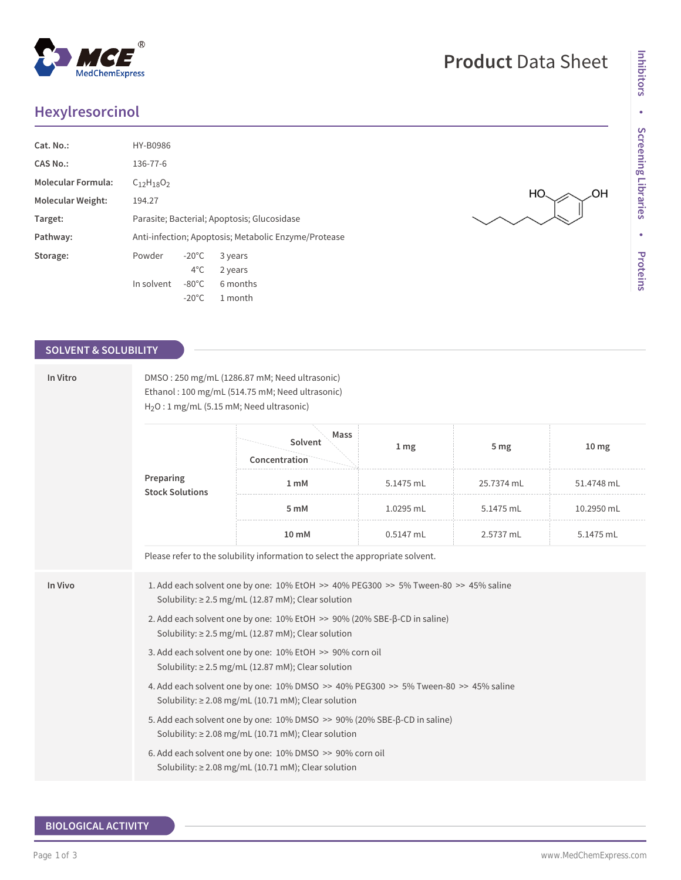# Product Data Sheet

## Hexylresorcinol

| | |
|---|---|
| **Cat. No.:** | HY-B0986 |
| **CAS No.:** | 136-77-6 |
| **Molecular Formula:** | $C_{12}H_{18}O_2$ |
| **Molecular Weight:** | 194.27 |
| **Target:** | Parasite; Bacterial; Apoptosis; Glucosidase |
| **Pathway:** | Anti-infection; Apoptosis; Metabolic Enzyme/Protease |
| **Storage:** | Powder -20°C 3 years; 4°C 2 years. In solvent -80°C 6 months; -20°C 1 month |

## SOLVENT & SOLUBILITY

### In Vitro

DMSO : 250 mg/mL (1286.87 mM; Need ultrasonic)
Ethanol : 100 mg/mL (514.75 mM; Need ultrasonic)
$H_2O$ : 1 mg/mL (5.15 mM; Need ultrasonic)

**Preparing Stock Solutions**

| Solvent Concentration / Mass | 1 mg | 5 mg | 10 mg |
|---|---|---|---|
| 1 mM | 5.1475 mL | 25.7374 mL | 51.4748 mL |
| 5 mM | 1.0295 mL | 5.1475 mL | 10.2950 mL |
| 10 mM | 0.5147 mL | 2.5737 mL | 5.1475 mL |

Please refer to the solubility information to select the appropriate solvent.

### In Vivo

1. Add each solvent one by one: 10% EtOH >> 40% PEG300 >> 5% Tween-80 >> 45% saline
   Solubility: ≥ 2.5 mg/mL (12.87 mM); Clear solution
2. Add each solvent one by one: 10% EtOH >> 90% (20% SBE-β-CD in saline)
   Solubility: ≥ 2.5 mg/mL (12.87 mM); Clear solution
3. Add each solvent one by one: 10% EtOH >> 90% corn oil
   Solubility: ≥ 2.5 mg/mL (12.87 mM); Clear solution
4. Add each solvent one by one: 10% DMSO >> 40% PEG300 >> 5% Tween-80 >> 45% saline
   Solubility: ≥ 2.08 mg/mL (10.71 mM); Clear solution
5. Add each solvent one by one: 10% DMSO >> 90% (20% SBE-β-CD in saline)
   Solubility: ≥ 2.08 mg/mL (10.71 mM); Clear solution
6. Add each solvent one by one: 10% DMSO >> 90% corn oil
   Solubility: ≥ 2.08 mg/mL (10.71 mM); Clear solution

## BIOLOGICAL ACTIVITY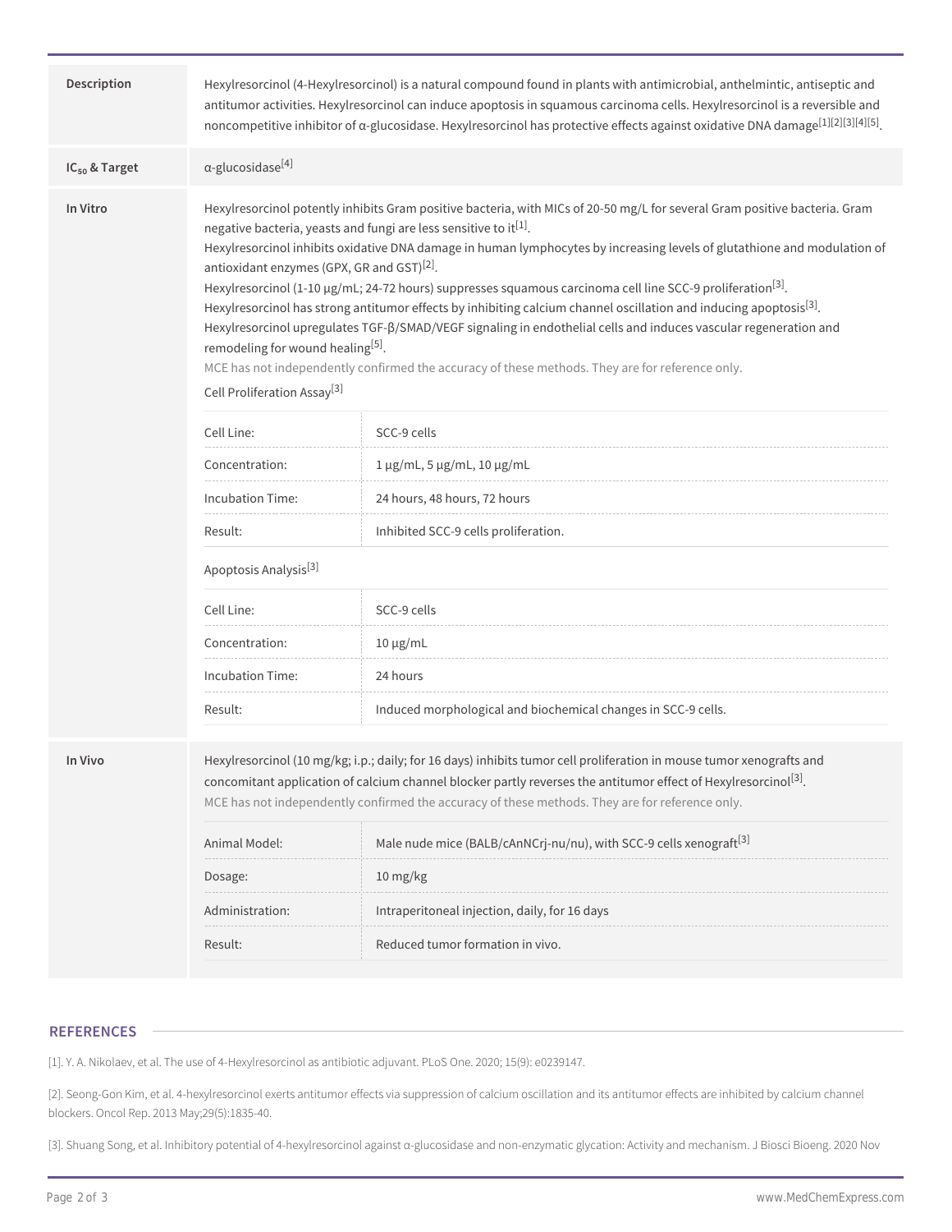| | |
|---|---|
| **Description** | Hexylresorcinol (4-Hexylresorcinol) is a natural compound found in plants with antimicrobial, anthelmintic, antiseptic and antitumor activities. Hexylresorcinol can induce apoptosis in squamous carcinoma cells. Hexylresorcinol is a reversible and noncompetitive inhibitor of α-glucosidase. Hexylresorcinol has protective effects against oxidative DNA damage[1][2][3][4][5]. |
| **$IC_{50}$ & Target** | α-glucosidase[4] |

**In Vitro**

Hexylresorcinol potently inhibits Gram positive bacteria, with MICs of 20-50 mg/L for several Gram positive bacteria. Gram negative bacteria, yeasts and fungi are less sensitive to it[1].
Hexylresorcinol inhibits oxidative DNA damage in human lymphocytes by increasing levels of glutathione and modulation of antioxidant enzymes (GPX, GR and GST)[2].
Hexylresorcinol (1-10 μg/mL; 24-72 hours) suppresses squamous carcinoma cell line SCC-9 proliferation[3].
Hexylresorcinol has strong antitumor effects by inhibiting calcium channel oscillation and inducing apoptosis[3].
Hexylresorcinol upregulates TGF-β/SMAD/VEGF signaling in endothelial cells and induces vascular regeneration and remodeling for wound healing[5].
MCE has not independently confirmed the accuracy of these methods. They are for reference only.

Cell Proliferation Assay[3]

| | |
|---|---|
| Cell Line: | SCC-9 cells |
| Concentration: | 1 μg/mL, 5 μg/mL, 10 μg/mL |
| Incubation Time: | 24 hours, 48 hours, 72 hours |
| Result: | Inhibited SCC-9 cells proliferation. |

Apoptosis Analysis[3]

| | |
|---|---|
| Cell Line: | SCC-9 cells |
| Concentration: | 10 μg/mL |
| Incubation Time: | 24 hours |
| Result: | Induced morphological and biochemical changes in SCC-9 cells. |

**In Vivo**

Hexylresorcinol (10 mg/kg; i.p.; daily; for 16 days) inhibits tumor cell proliferation in mouse tumor xenografts and concomitant application of calcium channel blocker partly reverses the antitumor effect of Hexylresorcinol[3].
MCE has not independently confirmed the accuracy of these methods. They are for reference only.

| | |
|---|---|
| Animal Model: | Male nude mice (BALB/cAnNCrj-nu/nu), with SCC-9 cells xenograft[3] |
| Dosage: | 10 mg/kg |
| Administration: | Intraperitoneal injection, daily, for 16 days |
| Result: | Reduced tumor formation in vivo. |

## REFERENCES

[1]. Y. A. Nikolaev, et al. The use of 4-Hexylresorcinol as antibiotic adjuvant. PLoS One. 2020; 15(9): e0239147.

[2]. Seong-Gon Kim, et al. 4-hexylresorcinol exerts antitumor effects via suppression of calcium oscillation and its antitumor effects are inhibited by calcium channel blockers. Oncol Rep. 2013 May;29(5):1835-40.

[3]. Shuang Song, et al. Inhibitory potential of 4-hexylresorcinol against α-glucosidase and non-enzymatic glycation: Activity and mechanism. J Biosci Bioeng. 2020 Nov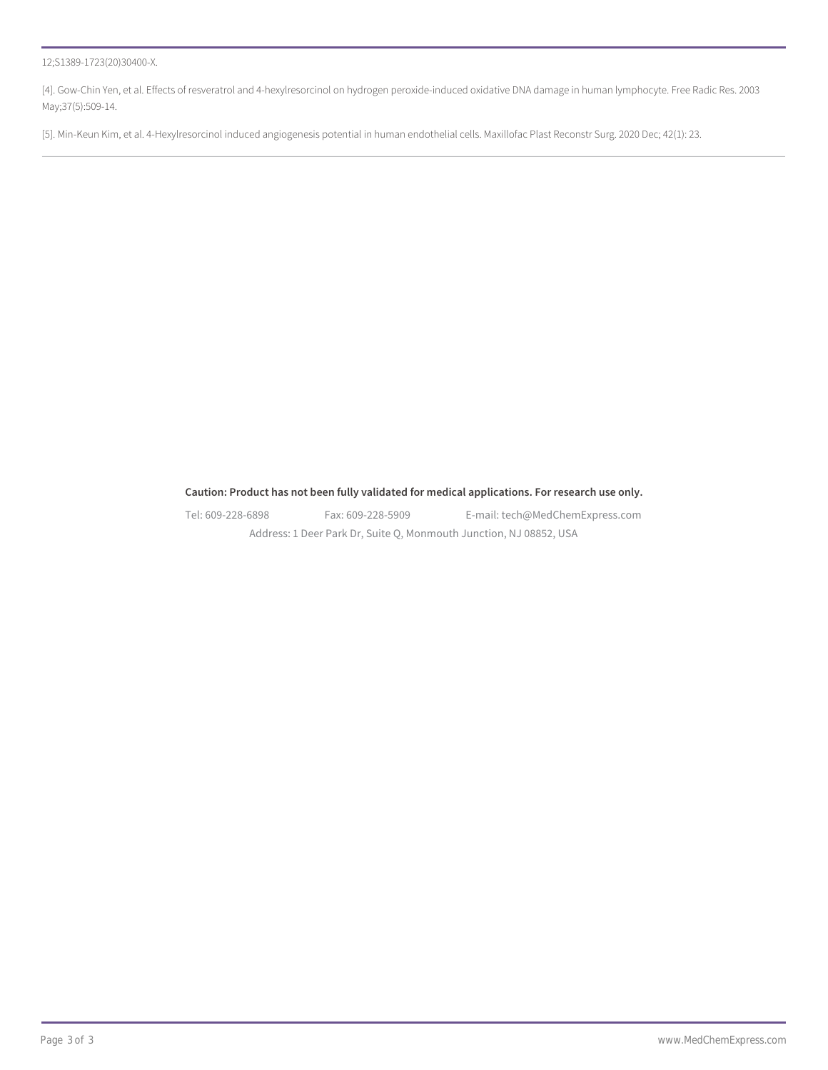12;S1389-1723(20)30400-X.

[4]. Gow-Chin Yen, et al. Effects of resveratrol and 4-hexylresorcinol on hydrogen peroxide-induced oxidative DNA damage in human lymphocyte. Free Radic Res. 2003 May;37(5):509-14.

[5]. Min-Keun Kim, et al. 4-Hexylresorcinol induced angiogenesis potential in human endothelial cells. Maxillofac Plast Reconstr Surg. 2020 Dec; 42(1): 23.

---

**Caution: Product has not been fully validated for medical applications. For research use only.**

Tel: 609-228-6898 Fax: 609-228-5909 E-mail: tech@MedChemExpress.com

Address: 1 Deer Park Dr, Suite Q, Monmouth Junction, NJ 08852, USA